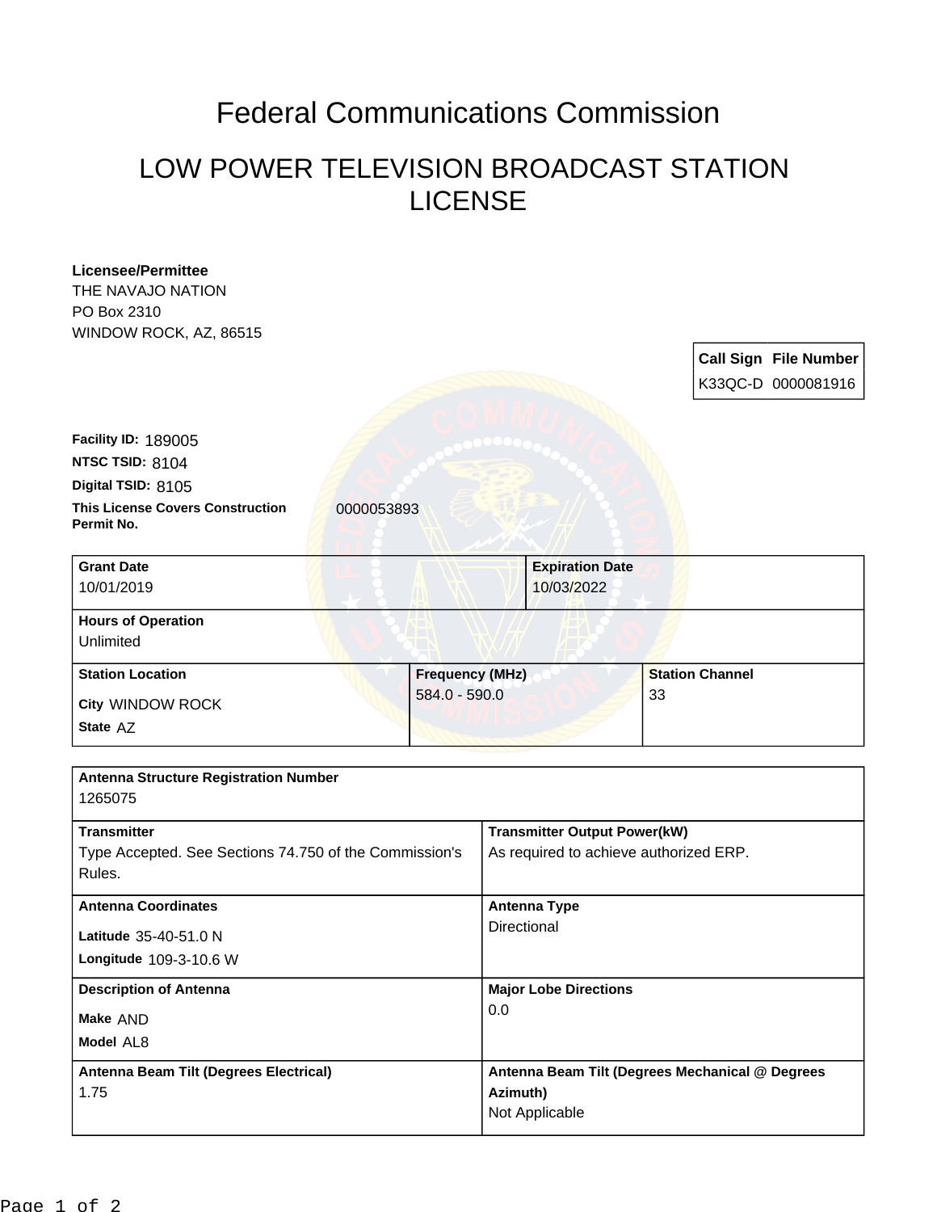# Federal Communications Commission

## LOW POWER TELEVISION BROADCAST STATION LICENSE

**Licensee/Permittee**
THE NAVAJO NATION
PO Box 2310
WINDOW ROCK, AZ, 86515

| Call Sign | File Number |
| --- | --- |
| K33QC-D | 0000081916 |

**Facility ID:** 189005
**NTSC TSID:** 8104
**Digital TSID:** 8105
**This License Covers Construction Permit No.** 0000053893

| Grant Date | Expiration Date |
| --- | --- |
| 10/01/2019 | 10/03/2022 |

**Hours of Operation**
Unlimited

| Station Location | Frequency (MHz) | Station Channel |
| --- | --- | --- |
| **City** WINDOW ROCK<br>**State** AZ | 584.0 - 590.0 | 33 |

**Antenna Structure Registration Number**
1265075

| Transmitter | Transmitter Output Power(kW) |
| --- | --- |
| Type Accepted. See Sections 74.750 of the Commission's Rules. | As required to achieve authorized ERP. |

| Antenna Coordinates | Antenna Type |
| --- | --- |
| **Latitude** 35-40-51.0 N<br>**Longitude** 109-3-10.6 W | Directional |

| Description of Antenna | Major Lobe Directions |
| --- | --- |
| **Make** AND<br>**Model** AL8 | 0.0 |

| Antenna Beam Tilt (Degrees Electrical) | Antenna Beam Tilt (Degrees Mechanical @ Degrees Azimuth) |
| --- | --- |
| 1.75 | Not Applicable |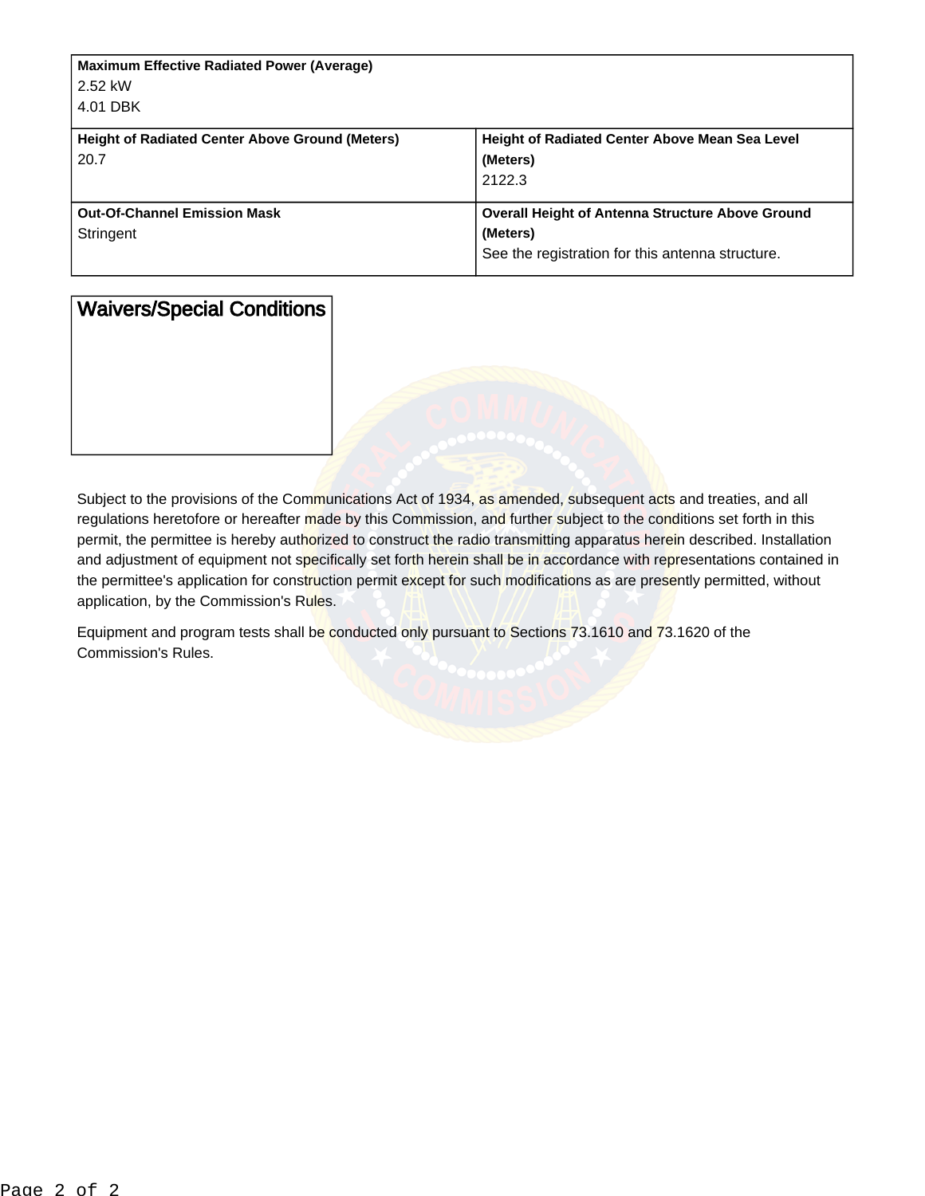| | |
|---|---|
| **Maximum Effective Radiated Power (Average)**<br>2.52 kW<br>4.01 DBK | |
| **Height of Radiated Center Above Ground (Meters)**<br>20.7 | **Height of Radiated Center Above Mean Sea Level (Meters)**<br>2122.3 |
| **Out-Of-Channel Emission Mask**<br>Stringent | **Overall Height of Antenna Structure Above Ground (Meters)**<br>See the registration for this antenna structure. |

## Waivers/Special Conditions

Subject to the provisions of the Communications Act of 1934, as amended, subsequent acts and treaties, and all regulations heretofore or hereafter made by this Commission, and further subject to the conditions set forth in this permit, the permittee is hereby authorized to construct the radio transmitting apparatus herein described. Installation and adjustment of equipment not specifically set forth herein shall be in accordance with representations contained in the permittee's application for construction permit except for such modifications as are presently permitted, without application, by the Commission's Rules.

Equipment and program tests shall be conducted only pursuant to Sections 73.1610 and 73.1620 of the Commission's Rules.